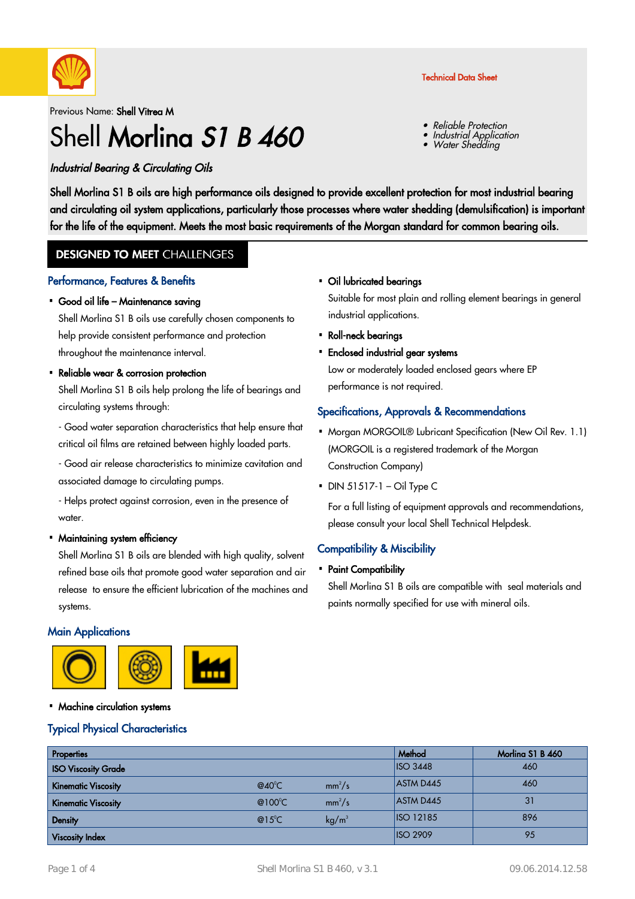Technical Data Sheet

Previous Name: **Shell Vitrea M**

# Shell **Morlina** ***S1 B 460***

- *Reliable Protection*
- *Industrial Application*
- *Water Shedding*

***Industrial Bearing & Circulating Oils***

**Shell Morlina S1 B oils are high performance oils designed to provide excellent protection for most industrial bearing and circulating oil system applications, particularly those processes where water shedding (demulsification) is important for the life of the equipment. Meets the most basic requirements of the Morgan standard for common bearing oils.**

## DESIGNED TO MEET CHALLENGES

### Performance, Features & Benefits

- **Good oil life – Maintenance saving**

  Shell Morlina S1 B oils use carefully chosen components to help provide consistent performance and protection throughout the maintenance interval.

- **Reliable wear & corrosion protection**

  Shell Morlina S1 B oils help prolong the life of bearings and circulating systems through:

  - Good water separation characteristics that help ensure that critical oil films are retained between highly loaded parts.

  - Good air release characteristics to minimize cavitation and associated damage to circulating pumps.

  - Helps protect against corrosion, even in the presence of water.

- **Maintaining system efficiency**

  Shell Morlina S1 B oils are blended with high quality, solvent refined base oils that promote good water separation and air release to ensure the efficient lubrication of the machines and systems.

### Main Applications

- **Machine circulation systems**
- **Oil lubricated bearings**

  Suitable for most plain and rolling element bearings in general industrial applications.

- **Roll-neck bearings**
- **Enclosed industrial gear systems**

  Low or moderately loaded enclosed gears where EP performance is not required.

### Specifications, Approvals & Recommendations

- Morgan MORGOIL® Lubricant Specification (New Oil Rev. 1.1) (MORGOIL is a registered trademark of the Morgan Construction Company)
- DIN 51517-1 – Oil Type C

For a full listing of equipment approvals and recommendations, please consult your local Shell Technical Helpdesk.

### Compatibility & Miscibility

- **Paint Compatibility**

  Shell Morlina S1 B oils are compatible with seal materials and paints normally specified for use with mineral oils.

### Typical Physical Characteristics

| Properties | | | Method | Morlina S1 B 460 |
|---|---|---|---|---|
| **ISO Viscosity Grade** | | | ISO 3448 | 460 |
| **Kinematic Viscosity** | @40°C | $mm^2/s$ | ASTM D445 | 460 |
| **Kinematic Viscosity** | @100°C | $mm^2/s$ | ASTM D445 | 31 |
| **Density** | @15°C | $kg/m^3$ | ISO 12185 | 896 |
| **Viscosity Index** | | | ISO 2909 | 95 |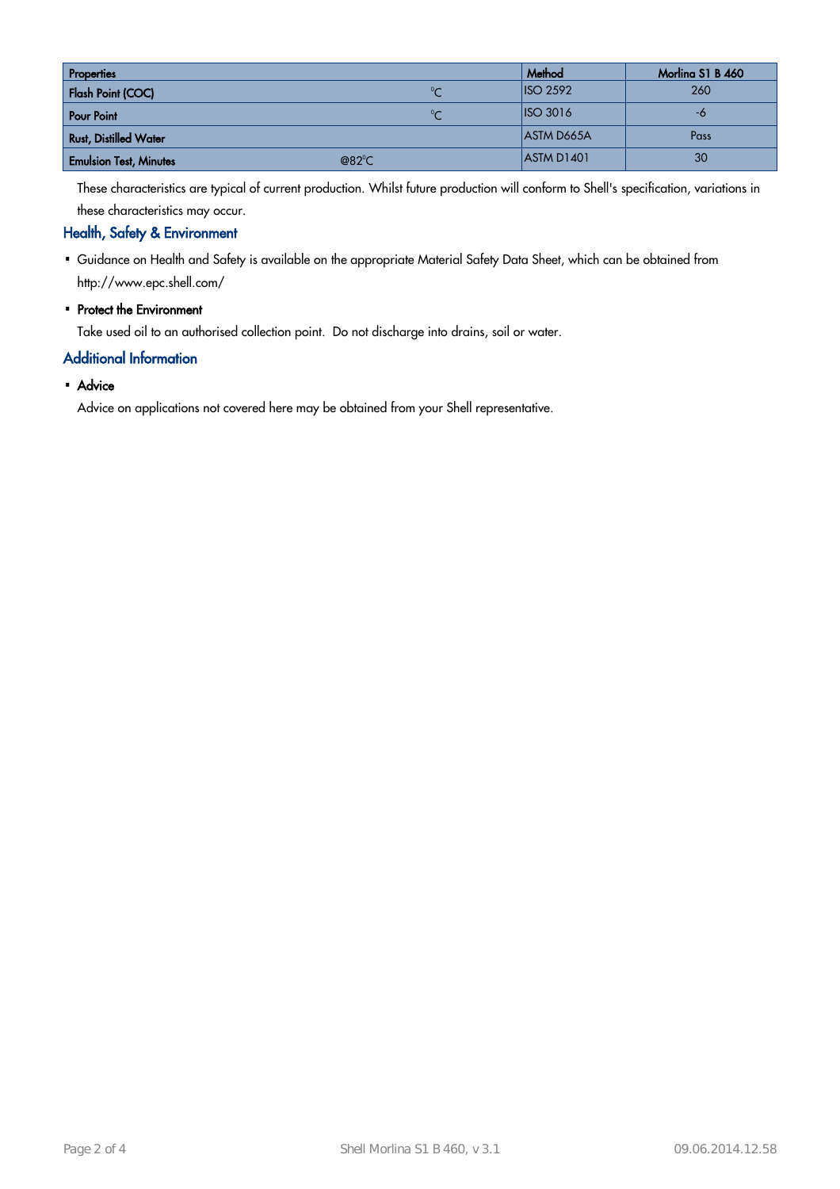| Properties | | Method | Morlina S1 B 460 |
|---|---|---|---|
| Flash Point (COC) | °C | ISO 2592 | 260 |
| Pour Point | °C | ISO 3016 | -6 |
| Rust, Distilled Water | | ASTM D665A | Pass |
| Emulsion Test, Minutes | @82°C | ASTM D1401 | 30 |

These characteristics are typical of current production. Whilst future production will conform to Shell's specification, variations in these characteristics may occur.

## Health, Safety & Environment

- Guidance on Health and Safety is available on the appropriate Material Safety Data Sheet, which can be obtained from http://www.epc.shell.com/
- **Protect the Environment**

  Take used oil to an authorised collection point. Do not discharge into drains, soil or water.

## Additional Information

- **Advice**

  Advice on applications not covered here may be obtained from your Shell representative.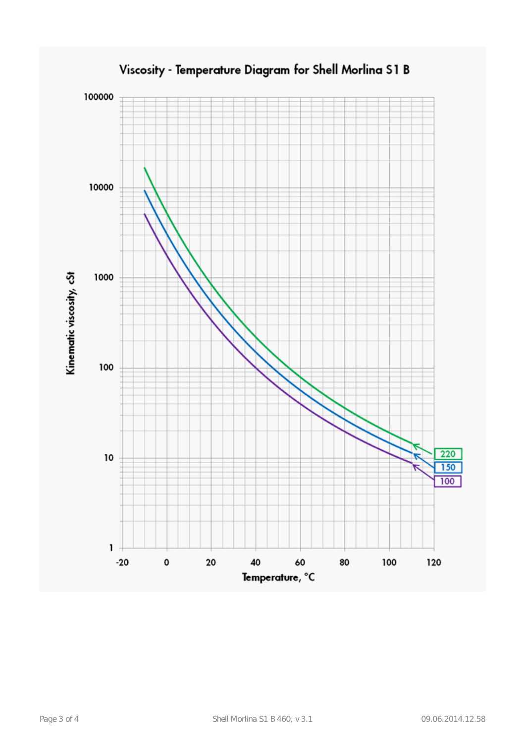## Viscosity - Temperature Diagram for Shell Morlina S1 B

Kinematic viscosity, cSt

100000

10000

1000

100

10

1

-20 0 20 40 60 80 100 120

Temperature, °C

220

150

100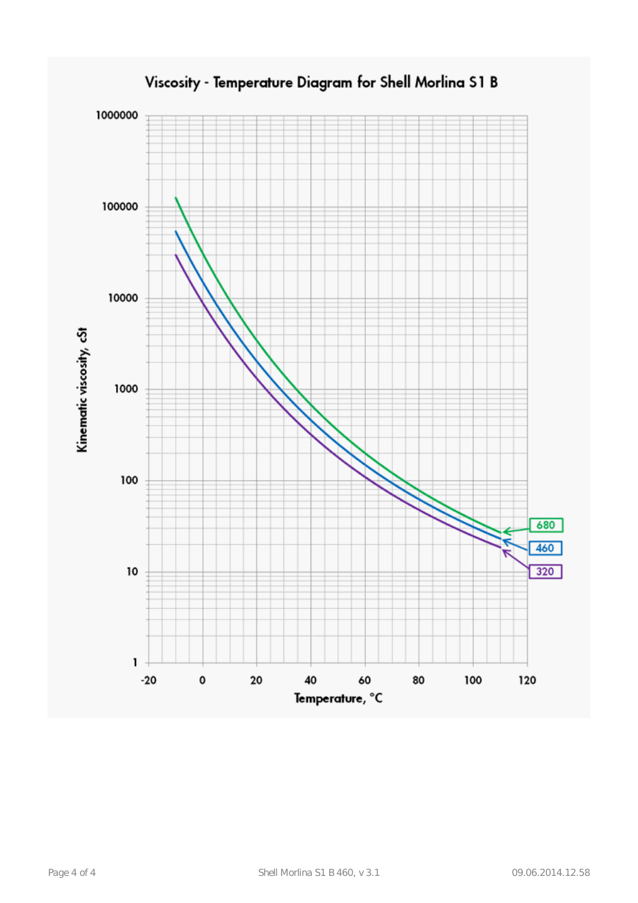# Viscosity - Temperature Diagram for Shell Morlina S1 B

Kinematic viscosity, cSt

1000000

100000

10000

1000

100

10

1

-20 0 20 40 60 80 100 120

Temperature, °C

680

460

320